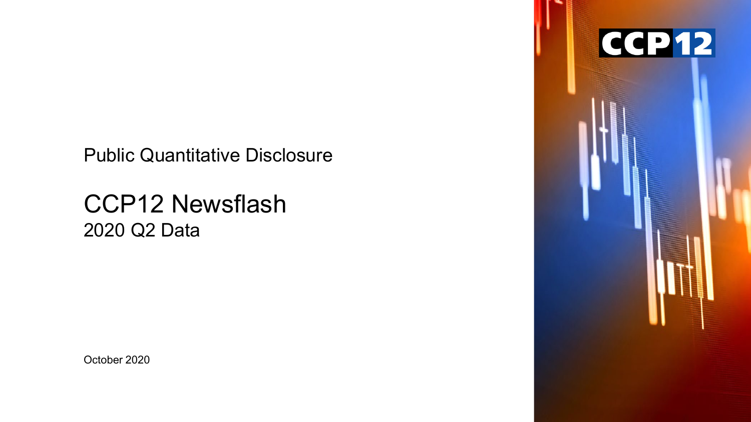CCP12

Public Quantitative Disclosure

# CCP12 Newsflash

## 2020 Q2 Data

October 2020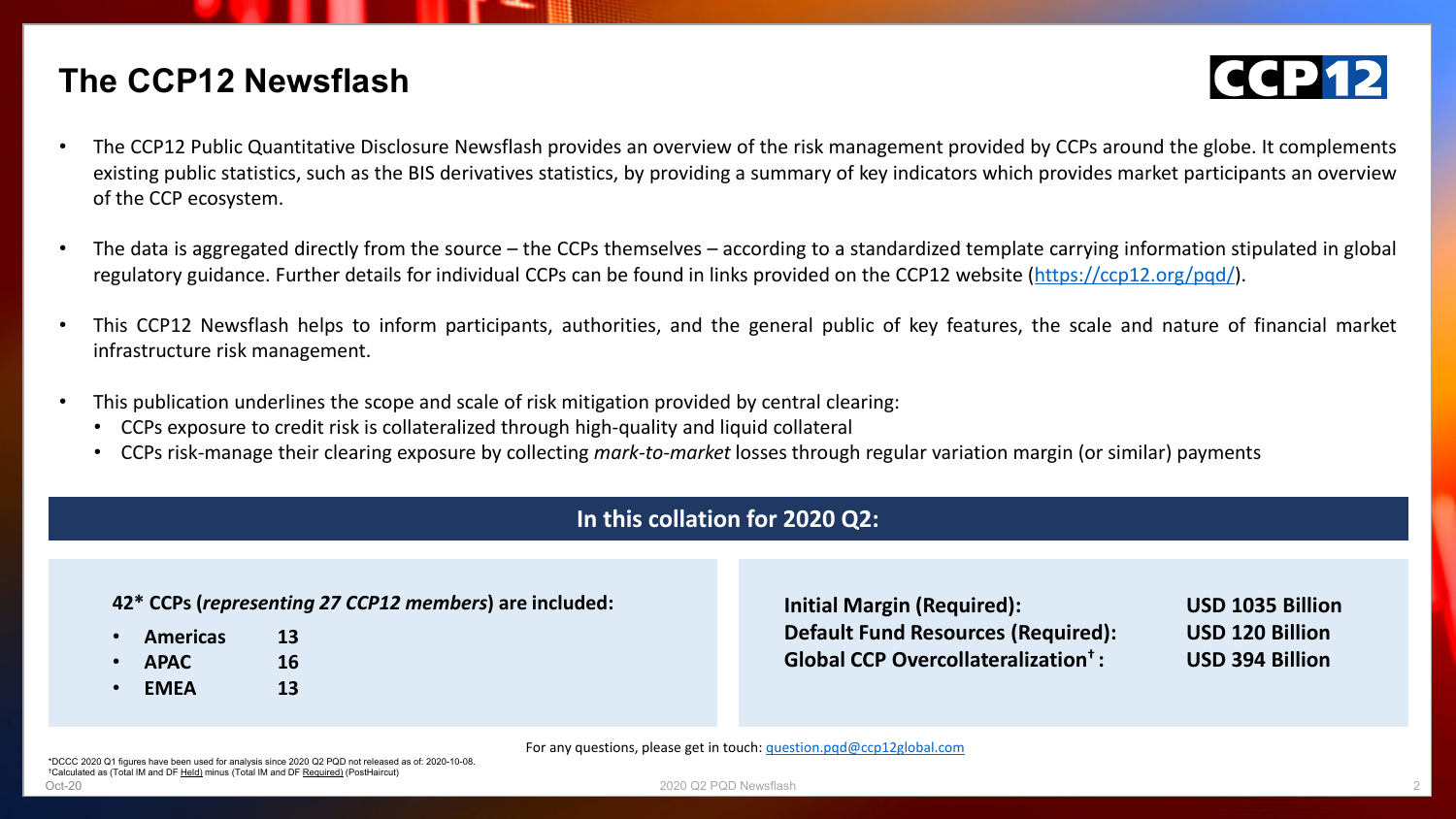# The CCP12 Newsflash

- The CCP12 Public Quantitative Disclosure Newsflash provides an overview of the risk management provided by CCPs around the globe. It complements existing public statistics, such as the BIS derivatives statistics, by providing a summary of key indicators which provides market participants an overview of the CCP ecosystem.
- The data is aggregated directly from the source – the CCPs themselves – according to a standardized template carrying information stipulated in global regulatory guidance. Further details for individual CCPs can be found in links provided on the CCP12 website (https://ccp12.org/pqd/).
- This CCP12 Newsflash helps to inform participants, authorities, and the general public of key features, the scale and nature of financial market infrastructure risk management.
- This publication underlines the scope and scale of risk mitigation provided by central clearing:
  - CCPs exposure to credit risk is collateralized through high-quality and liquid collateral
  - CCPs risk-manage their clearing exposure by collecting *mark-to-market* losses through regular variation margin (or similar) payments

## In this collation for 2020 Q2:

**42\* CCPs (*representing 27 CCP12 members*) are included:**

- **Americas 13**
- **APAC 16**
- **EMEA 13**

| | |
|---|---|
| **Initial Margin (Required):** | **USD 1035 Billion** |
| **Default Fund Resources (Required):** | **USD 120 Billion** |
| **Global CCP Overcollateralization† :** | **USD 394 Billion** |

For any questions, please get in touch: question.pqd@ccp12global.com

\*DCCC 2020 Q1 figures have been used for analysis since 2020 Q2 PQD not released as of: 2020-10-08.
†Calculated as (Total IM and DF Held) minus (Total IM and DF Required) (PostHaircut)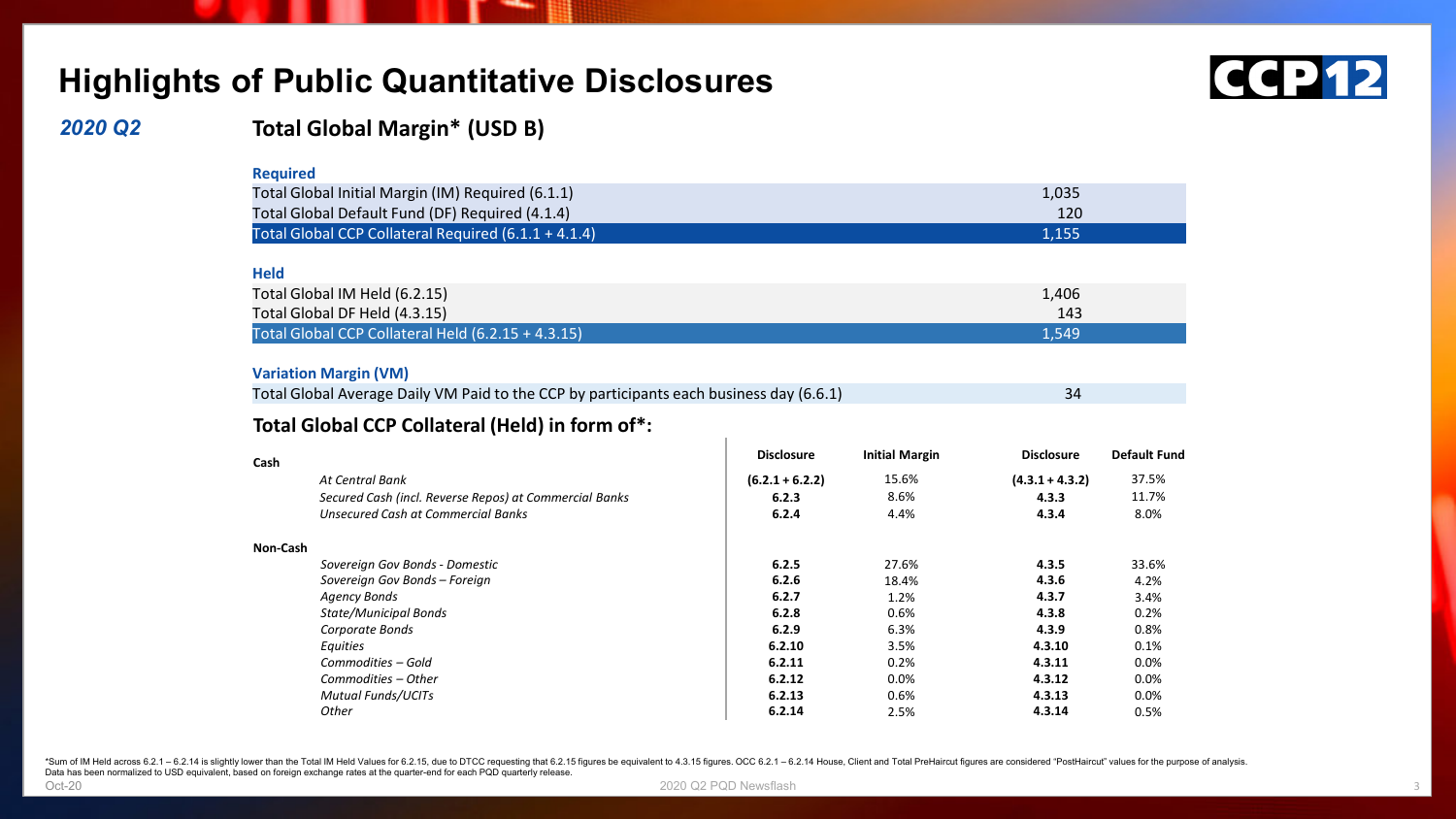# Highlights of Public Quantitative Disclosures

## 2020 Q2

### Total Global Margin* (USD B)

**Required**

| | |
|---|---|
| Total Global Initial Margin (IM) Required (6.1.1) | 1,035 |
| Total Global Default Fund (DF) Required (4.1.4) | 120 |
| Total Global CCP Collateral Required (6.1.1 + 4.1.4) | 1,155 |

**Held**

| | |
|---|---|
| Total Global IM Held (6.2.15) | 1,406 |
| Total Global DF Held (4.3.15) | 143 |
| Total Global CCP Collateral Held (6.2.15 + 4.3.15) | 1,549 |

**Variation Margin (VM)**

| | |
|---|---|
| Total Global Average Daily VM Paid to the CCP by participants each business day (6.6.1) | 34 |

### Total Global CCP Collateral (Held) in form of*:

| | | Disclosure | Initial Margin | Disclosure | Default Fund |
|---|---|---|---|---|---|
| **Cash** | | | | | |
| | *At Central Bank* | **(6.2.1 + 6.2.2)** | 15.6% | **(4.3.1 + 4.3.2)** | 37.5% |
| | *Secured Cash (incl. Reverse Repos) at Commercial Banks* | **6.2.3** | 8.6% | **4.3.3** | 11.7% |
| | *Unsecured Cash at Commercial Banks* | **6.2.4** | 4.4% | **4.3.4** | 8.0% |
| **Non-Cash** | | | | | |
| | *Sovereign Gov Bonds - Domestic* | **6.2.5** | 27.6% | **4.3.5** | 33.6% |
| | *Sovereign Gov Bonds – Foreign* | **6.2.6** | 18.4% | **4.3.6** | 4.2% |
| | *Agency Bonds* | **6.2.7** | 1.2% | **4.3.7** | 3.4% |
| | *State/Municipal Bonds* | **6.2.8** | 0.6% | **4.3.8** | 0.2% |
| | *Corporate Bonds* | **6.2.9** | 6.3% | **4.3.9** | 0.8% |
| | *Equities* | **6.2.10** | 3.5% | **4.3.10** | 0.1% |
| | *Commodities – Gold* | **6.2.11** | 0.2% | **4.3.11** | 0.0% |
| | *Commodities – Other* | **6.2.12** | 0.0% | **4.3.12** | 0.0% |
| | *Mutual Funds/UCITs* | **6.2.13** | 0.6% | **4.3.13** | 0.0% |
| | *Other* | **6.2.14** | 2.5% | **4.3.14** | 0.5% |

*Sum of IM Held across 6.2.1 – 6.2.14 is slightly lower than the Total IM Held Values for 6.2.15, due to DTCC requesting that 6.2.15 figures be equivalent to 4.3.15 figures. OCC 6.2.1 – 6.2.14 House, Client and Total PreHaircut figures are considered "PostHaircut" values for the purpose of analysis. Data has been normalized to USD equivalent, based on foreign exchange rates at the quarter-end for each PQD quarterly release.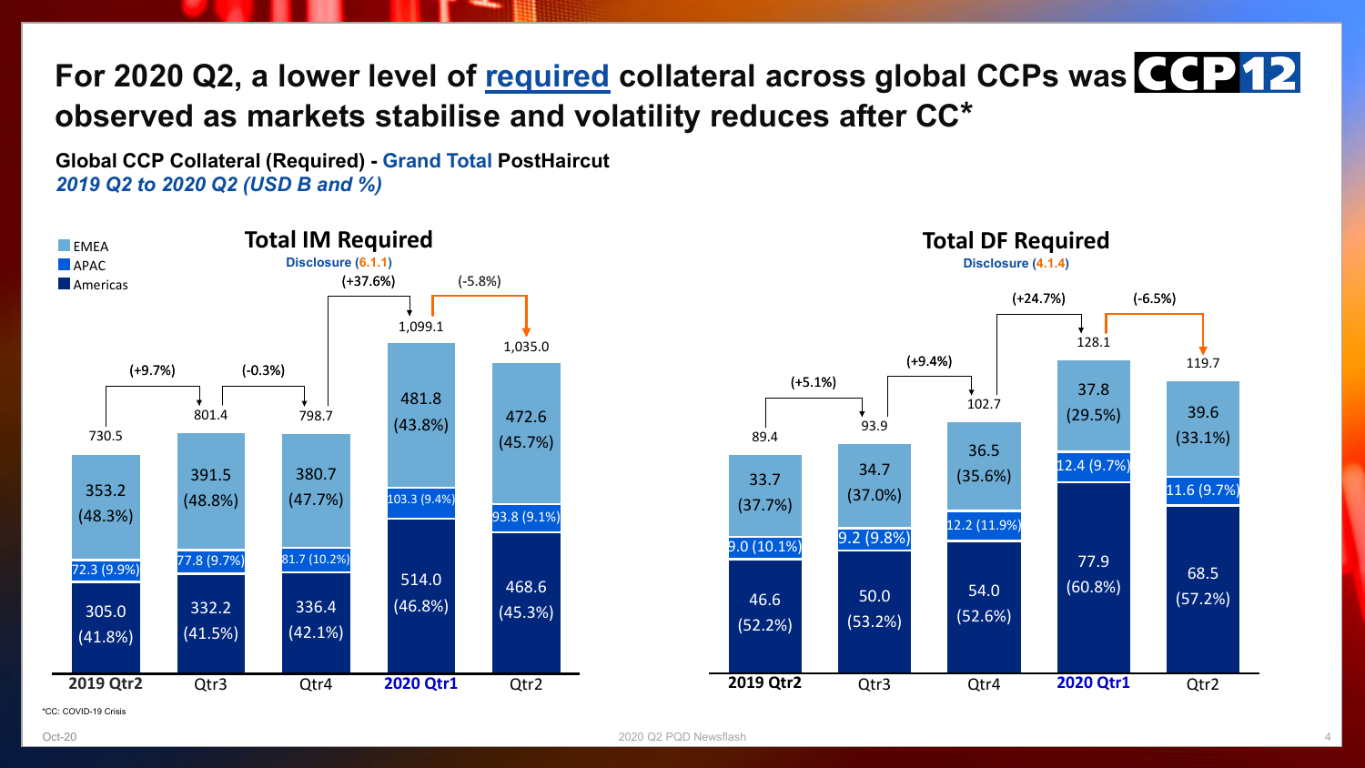# For 2020 Q2, a lower level of required collateral across global CCPs was observed as markets stabilise and volatility reduces after CC*

**Global CCP Collateral (Required) - Grand Total PostHaircut**
*2019 Q2 to 2020 Q2 (USD B and %)*

## Total IM Required

Disclosure (6.1.1)

| | 2019 Qtr2 | Qtr3 | Qtr4 | 2020 Qtr1 | Qtr2 |
|---|---|---|---|---|---|
| EMEA | 353.2 (48.3%) | 391.5 (48.8%) | 380.7 (47.7%) | 481.8 (43.8%) | 472.6 (45.7%) |
| APAC | 72.3 (9.9%) | 77.8 (9.7%) | 81.7 (10.2%) | 103.3 (9.4%) | 93.8 (9.1%) |
| Americas | 305.0 (41.8%) | 332.2 (41.5%) | 336.4 (42.1%) | 514.0 (46.8%) | 468.6 (45.3%) |
| Total | 730.5 | 801.4 | 798.7 | 1,099.1 | 1,035.0 |
| Change | | (+9.7%) | (-0.3%) | (+37.6%) | (-5.8%) |

## Total DF Required

Disclosure (4.1.4)

| | 2019 Qtr2 | Qtr3 | Qtr4 | 2020 Qtr1 | Qtr2 |
|---|---|---|---|---|---|
| EMEA | 33.7 (37.7%) | 34.7 (37.0%) | 36.5 (35.6%) | 37.8 (29.5%) | 39.6 (33.1%) |
| APAC | 9.0 (10.1%) | 9.2 (9.8%) | 12.2 (11.9%) | 12.4 (9.7%) | 11.6 (9.7%) |
| Americas | 46.6 (52.2%) | 50.0 (53.2%) | 54.0 (52.6%) | 77.9 (60.8%) | 68.5 (57.2%) |
| Total | 89.4 | 93.9 | 102.7 | 128.1 | 119.7 |
| Change | | (+5.1%) | (+9.4%) | (+24.7%) | (-6.5%) |

*CC: COVID-19 Crisis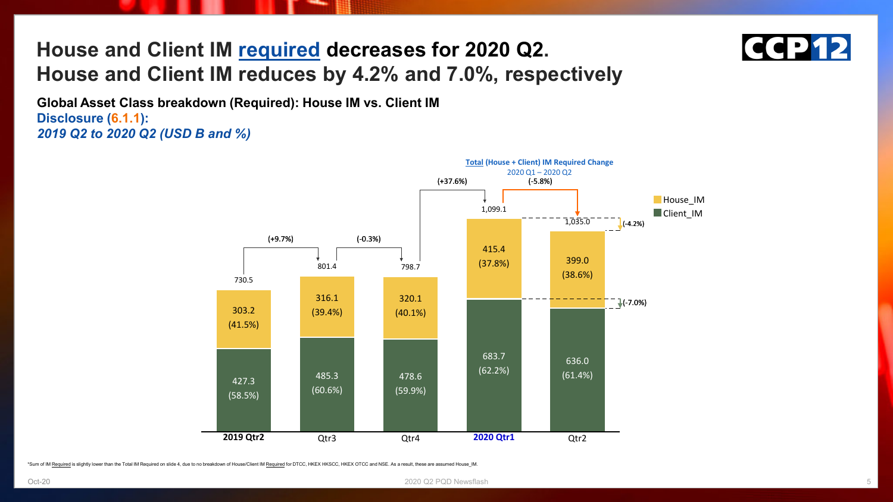# House and Client IM required decreases for 2020 Q2. House and Client IM reduces by 4.2% and 7.0%, respectively

**Global Asset Class breakdown (Required): House IM vs. Client IM**

**Disclosure (6.1.1):**

***2019 Q2 to 2020 Q2 (USD B and %)***

| | 2019 Qtr2 | Qtr3 | Qtr4 | 2020 Qtr1 | Qtr2 |
|---|---|---|---|---|---|
| House_IM | 303.2 (41.5%) | 316.1 (39.4%) | 320.1 (40.1%) | 415.4 (37.8%) | 399.0 (38.6%) |
| Client_IM | 427.3 (58.5%) | 485.3 (60.6%) | 478.6 (59.9%) | 683.7 (62.2%) | 636.0 (61.4%) |
| Total | 730.5 | 801.4 | 798.7 | 1,099.1 | 1,035.0 |
| Change | | (+9.7%) | (-0.3%) | (+37.6%) | (-5.8%) |

**Total (House + Client) IM Required Change** 2020 Q1 – 2020 Q2 (-5.8%)

House_IM (-4.2%); Client_IM (-7.0%)

*Sum of IM Required is slightly lower than the Total IM Required on slide 4, due to no breakdown of House/Client IM Required for DTCC, HKEX HKSCC, HKEX OTCC and NSE. As a result, these are assumed House_IM.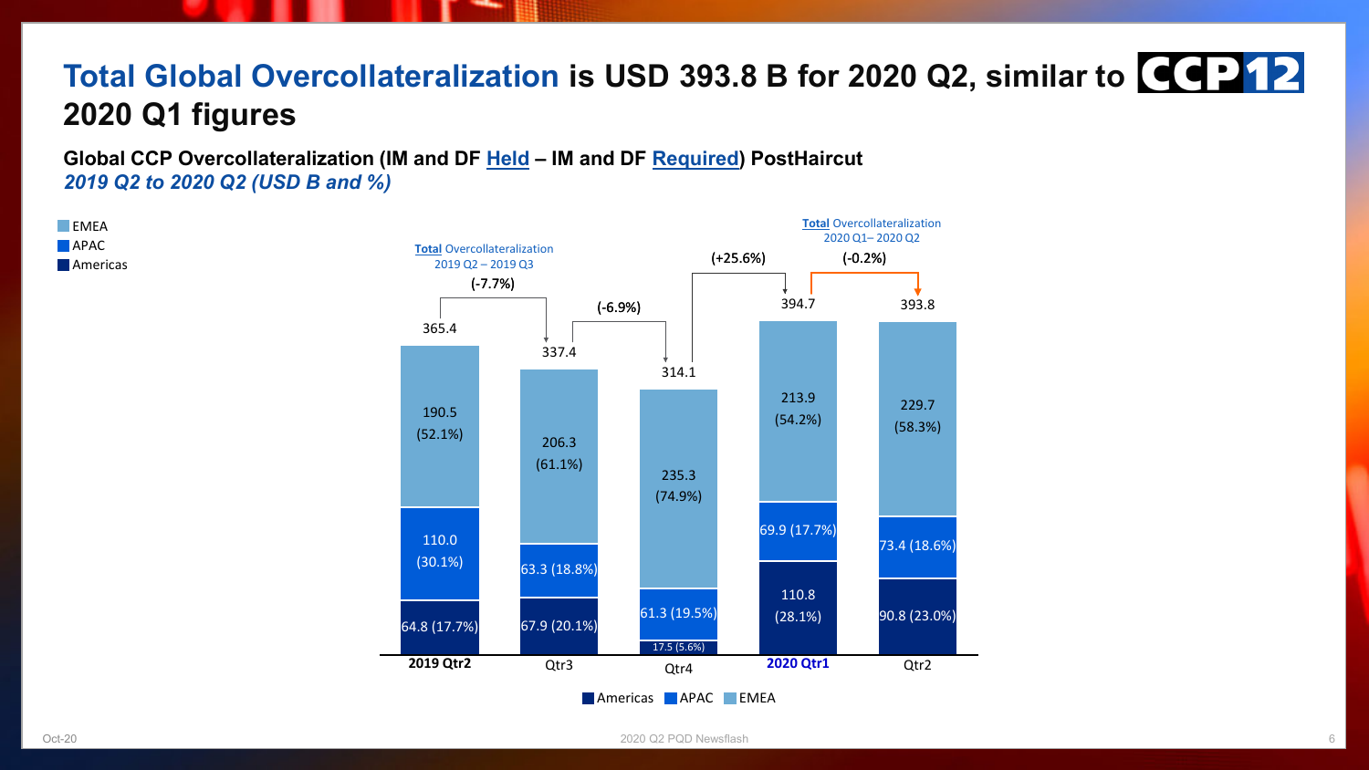# Total Global Overcollateralization is USD 393.8 B for 2020 Q2, similar to 2020 Q1 figures

**Global CCP Overcollateralization (IM and DF Held – IM and DF Required) PostHaircut**
*2019 Q2 to 2020 Q2 (USD B and %)*

| | 2019 Qtr2 | Qtr3 | Qtr4 | 2020 Qtr1 | Qtr2 |
|---|---|---|---|---|---|
| EMEA | 190.5 (52.1%) | 206.3 (61.1%) | 235.3 (74.9%) | 213.9 (54.2%) | 229.7 (58.3%) |
| APAC | 110.0 (30.1%) | 63.3 (18.8%) | 61.3 (19.5%) | 69.9 (17.7%) | 73.4 (18.6%) |
| Americas | 64.8 (17.7%) | 67.9 (20.1%) | 17.5 (5.6%) | 110.8 (28.1%) | 90.8 (23.0%) |
| Total | 365.4 | 337.4 | 314.1 | 394.7 | 393.8 |
| Change vs. prior quarter | | (-7.7%) | (-6.9%) | (+25.6%) | (-0.2%) |

Total Overcollateralization 2019 Q2 – 2019 Q3: (-7.7%)

Total Overcollateralization 2020 Q1– 2020 Q2: (-0.2%)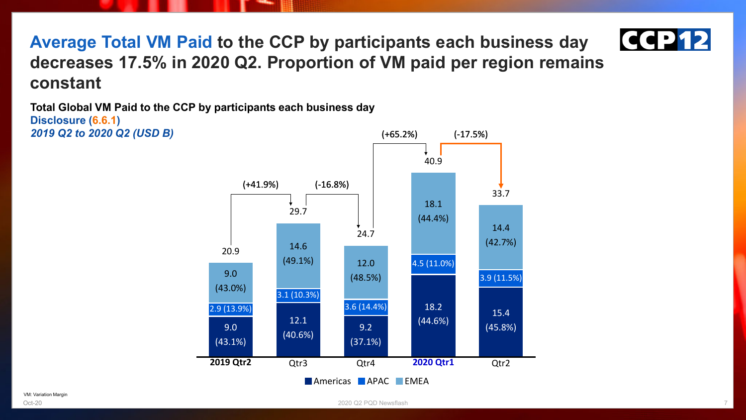# Average Total VM Paid to the CCP by participants each business day decreases 17.5% in 2020 Q2. Proportion of VM paid per region remains constant

**Total Global VM Paid to the CCP by participants each business day**

**Disclosure (6.6.1)**

*2019 Q2 to 2020 Q2 (USD B)*

| | 2019 Qtr2 | Qtr3 | Qtr4 | 2020 Qtr1 | Qtr2 |
|---|---|---|---|---|---|
| EMEA | 9.0 (43.0%) | 14.6 (49.1%) | 12.0 (48.5%) | 18.1 (44.4%) | 14.4 (42.7%) |
| APAC | 2.9 (13.9%) | 3.1 (10.3%) | 3.6 (14.4%) | 4.5 (11.0%) | 3.9 (11.5%) |
| Americas | 9.0 (43.1%) | 12.1 (40.6%) | 9.2 (37.1%) | 18.2 (44.6%) | 15.4 (45.8%) |
| Total | 20.9 | 29.7 | 24.7 | 40.9 | 33.7 |
| Change vs. prior quarter | | (+41.9%) | (-16.8%) | (+65.2%) | (-17.5%) |

VM: Variation Margin

Oct-20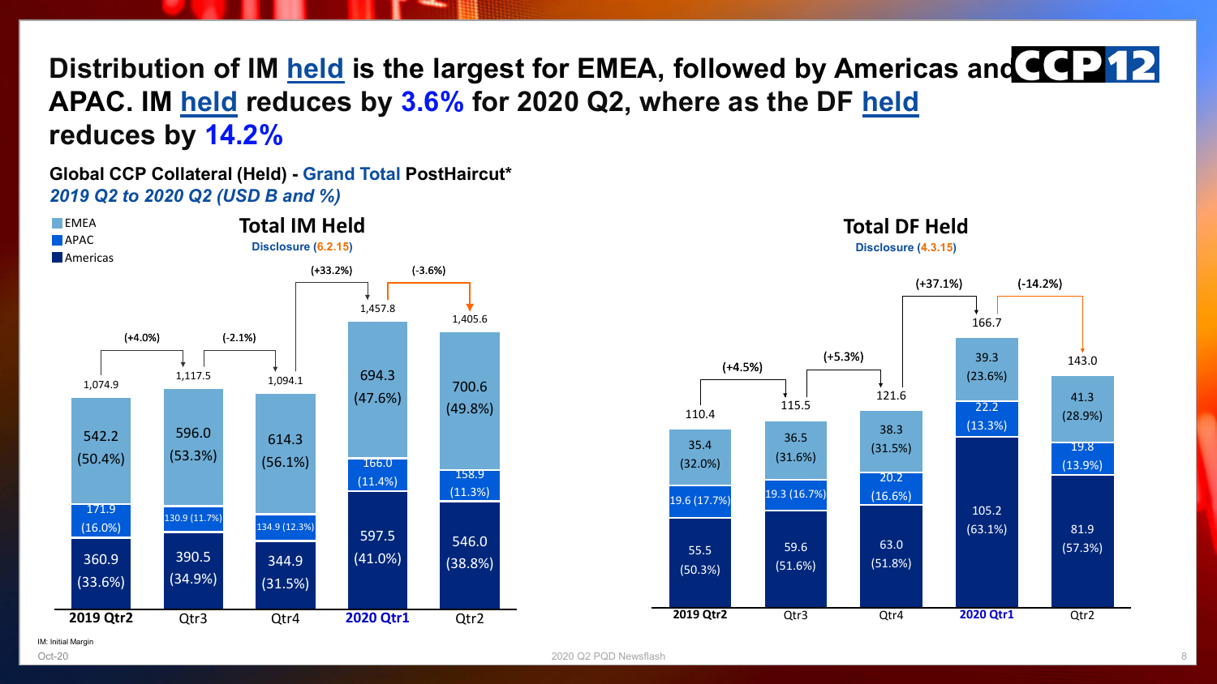# Distribution of IM held is the largest for EMEA, followed by Americas and APAC. IM held reduces by 3.6% for 2020 Q2, where as the DF held reduces by 14.2%

**Global CCP Collateral (Held) - Grand Total PostHaircut***
*2019 Q2 to 2020 Q2 (USD B and %)*

## Total IM Held

Disclosure (6.2.15)

| | 2019 Qtr2 | Qtr3 | Qtr4 | 2020 Qtr1 | Qtr2 |
|---|---|---|---|---|---|
| EMEA | 542.2 (50.4%) | 596.0 (53.3%) | 614.3 (56.1%) | 694.3 (47.6%) | 700.6 (49.8%) |
| APAC | 171.9 (16.0%) | 130.9 (11.7%) | 134.9 (12.3%) | 166.0 (11.4%) | 158.9 (11.3%) |
| Americas | 360.9 (33.6%) | 390.5 (34.9%) | 344.9 (31.5%) | 597.5 (41.0%) | 546.0 (38.8%) |
| Total | 1,074.9 | 1,117.5 | 1,094.1 | 1,457.8 | 1,405.6 |
| Change | | (+4.0%) | (-2.1%) | (+33.2%) | (-3.6%) |

## Total DF Held

Disclosure (4.3.15)

| | 2019 Qtr2 | Qtr3 | Qtr4 | 2020 Qtr1 | Qtr2 |
|---|---|---|---|---|---|
| EMEA | 35.4 (32.0%) | 36.5 (31.6%) | 38.3 (31.5%) | 39.3 (23.6%) | 41.3 (28.9%) |
| APAC | 19.6 (17.7%) | 19.3 (16.7%) | 20.2 (16.6%) | 22.2 (13.3%) | 19.8 (13.9%) |
| Americas | 55.5 (50.3%) | 59.6 (51.6%) | 63.0 (51.8%) | 105.2 (63.1%) | 81.9 (57.3%) |
| Total | 110.4 | 115.5 | 121.6 | 166.7 | 143.0 |
| Change | | (+4.5%) | (+5.3%) | (+37.1%) | (-14.2%) |

IM: Initial Margin

Oct-20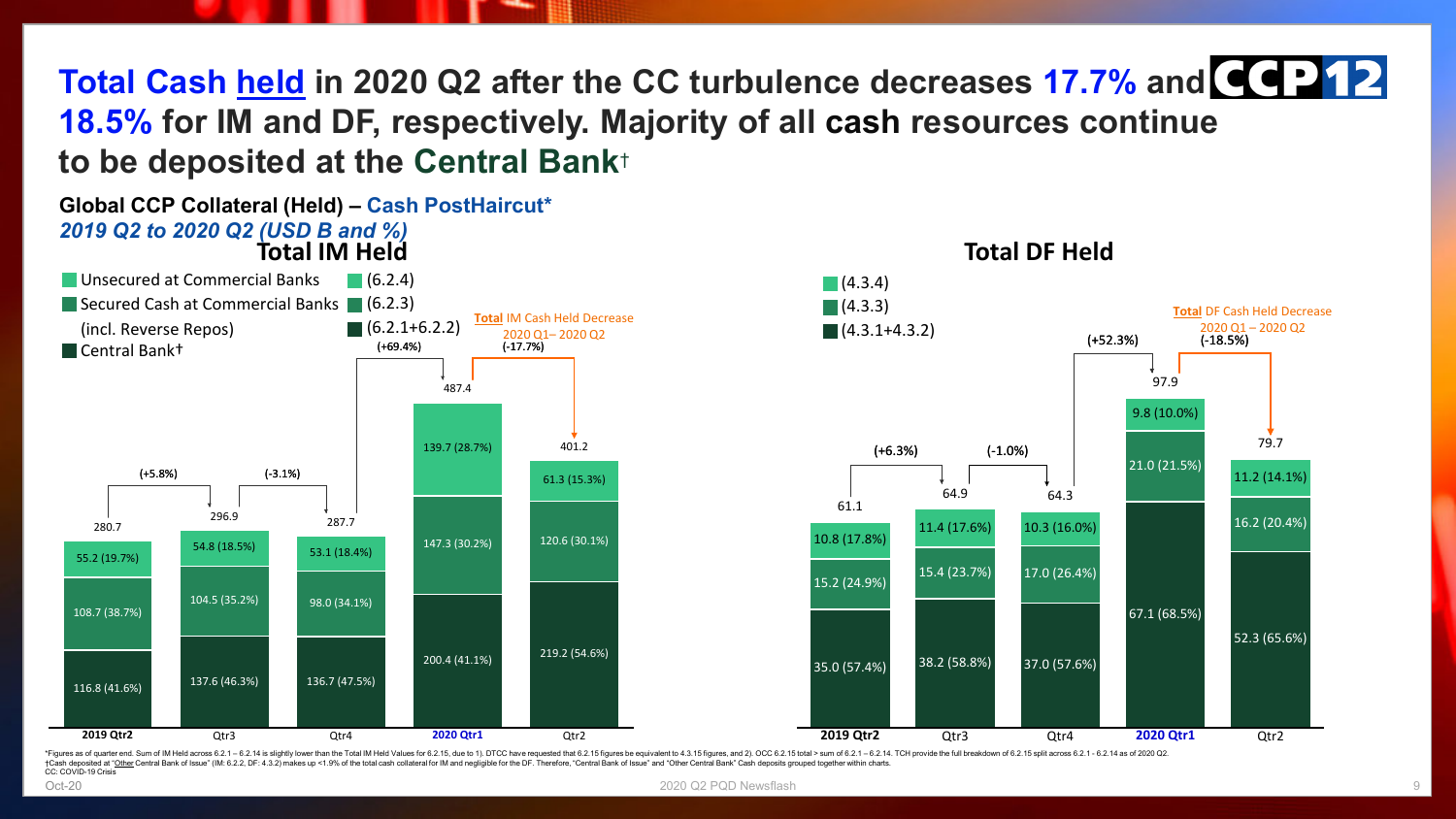# Total Cash held in 2020 Q2 after the CC turbulence decreases 17.7% and 18.5% for IM and DF, respectively. Majority of all cash resources continue to be deposited at the Central Bank†

**Global CCP Collateral (Held) – Cash PostHaircut***

*2019 Q2 to 2020 Q2 (USD B and %)*

## Total IM Held

| | 2019 Qtr2 | Qtr3 | Qtr4 | 2020 Qtr1 | Qtr2 |
|---|---|---|---|---|---|
| Unsecured at Commercial Banks (6.2.4) | 55.2 (19.7%) | 54.8 (18.5%) | 53.1 (18.4%) | 139.7 (28.7%) | 61.3 (15.3%) |
| Secured Cash at Commercial Banks (incl. Reverse Repos) (6.2.3) | 108.7 (38.7%) | 104.5 (35.2%) | 98.0 (34.1%) | 147.3 (30.2%) | 120.6 (30.1%) |
| Central Bank† (6.2.1+6.2.2) | 116.8 (41.6%) | 137.6 (46.3%) | 136.7 (47.5%) | 200.4 (41.1%) | 219.2 (54.6%) |
| Total | 280.7 | 296.9 | 287.7 | 487.4 | 401.2 |

Changes: (+5.8%), (-3.1%), (+69.4%), (-17.7%)

**Total** IM Cash Held Decrease 2020 Q1– 2020 Q2 (-17.7%)

## Total DF Held

| | 2019 Qtr2 | Qtr3 | Qtr4 | 2020 Qtr1 | Qtr2 |
|---|---|---|---|---|---|
| (4.3.4) | 10.8 (17.8%) | 11.4 (17.6%) | 10.3 (16.0%) | 9.8 (10.0%) | 11.2 (14.1%) |
| (4.3.3) | 15.2 (24.9%) | 15.4 (23.7%) | 17.0 (26.4%) | 21.0 (21.5%) | 16.2 (20.4%) |
| (4.3.1+4.3.2) | 35.0 (57.4%) | 38.2 (58.8%) | 37.0 (57.6%) | 67.1 (68.5%) | 52.3 (65.6%) |
| Total | 61.1 | 64.9 | 64.3 | 97.9 | 79.7 |

Changes: (+6.3%), (-1.0%), (+52.3%), (-18.5%)

**Total** DF Cash Held Decrease 2020 Q1 – 2020 Q2 (-18.5%)

*Figures as of quarter end. Sum of IM Held across 6.2.1 – 6.2.14 is slightly lower than the Total IM Held Values for 6.2.15, due to 1). DTCC have requested that 6.2.15 figures be equivalent to 4.3.15 figures, and 2). OCC 6.2.15 total > sum of 6.2.1 – 6.2.14. TCH provide the full breakdown of 6.2.15 split across 6.2.1 - 6.2.14 as of 2020 Q2.
†Cash deposited at "Other Central Bank of Issue" (IM: 6.2.2, DF: 4.3.2) makes up <1.9% of the total cash collateral for IM and negligible for the DF. Therefore, "Central Bank of Issue" and "Other Central Bank" Cash deposits grouped together within charts.
CC: COVID-19 Crisis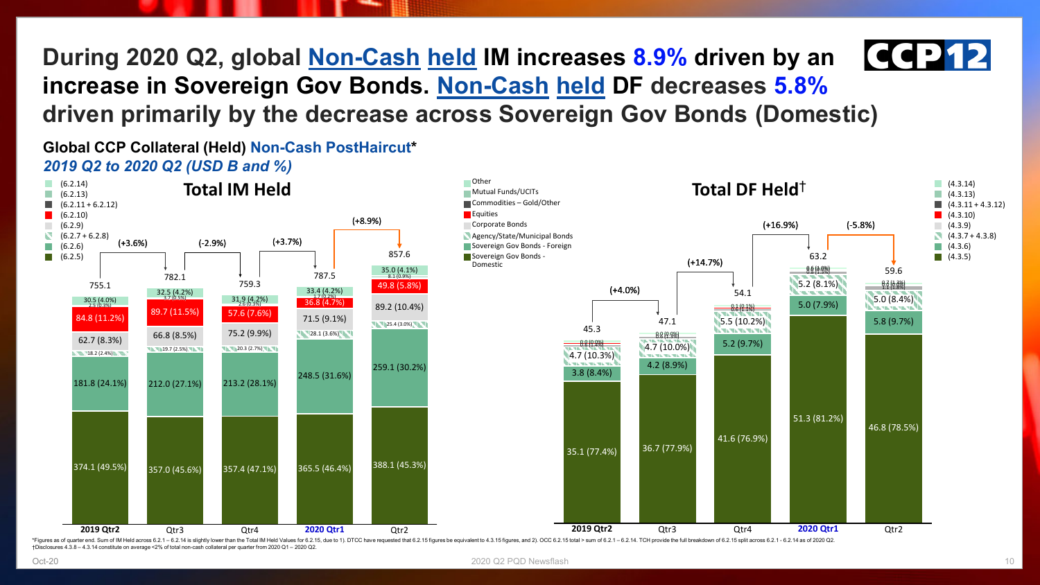# During 2020 Q2, global Non-Cash held IM increases 8.9% driven by an increase in Sovereign Gov Bonds. Non-Cash held DF decreases 5.8% driven primarily by the decrease across Sovereign Gov Bonds (Domestic)

**Global CCP Collateral (Held) Non-Cash PostHaircut***

*2019 Q2 to 2020 Q2 (USD B and %)*

## Total IM Held

| Category | 2019 Qtr2 | Qtr3 | Qtr4 | 2020 Qtr1 | Qtr2 |
|---|---|---|---|---|---|
| Total | 755.1 | 782.1 | 759.3 | 787.5 | 857.6 |
| Change | | (+3.6%) | (-2.9%) | (+3.7%) | (+8.9%) |
| Other (6.2.14) | 30.5 (4.0%) | 32.5 (4.2%) | 31.9 (4.2%) | 33.4 (4.2%) | 35.0 (4.1%) |
| Mutual Funds/UCITs (6.2.13) | 2.5 (0.3%) | 3.7 (0.5%) | 2.6 (0.3%) | 1.7 (0.2%) | 8.1 (0.9%) |
| Equities (6.2.10) | 84.8 (11.2%) | 89.7 (11.5%) | 57.6 (7.6%) | 36.8 (4.7%) | 49.8 (5.8%) |
| Corporate Bonds (6.2.9) | 62.7 (8.3%) | 66.8 (8.5%) | 75.2 (9.9%) | 71.5 (9.1%) | 89.2 (10.4%) |
| Agency/State/Municipal Bonds (6.2.7 + 6.2.8) | 18.2 (2.4%) | 19.7 (2.5%) | 20.3 (2.7%) | 28.1 (3.6%) | 25.4 (3.0%) |
| Sovereign Gov Bonds - Foreign (6.2.6) | 181.8 (24.1%) | 212.0 (27.1%) | 213.2 (28.1%) | 248.5 (31.6%) | 259.1 (30.2%) |
| Sovereign Gov Bonds - Domestic (6.2.5) | 374.1 (49.5%) | 357.0 (45.6%) | 357.4 (47.1%) | 365.5 (46.4%) | 388.1 (45.3%) |

Legend: Other; Mutual Funds/UCITs; Commodities – Gold/Other (6.2.11 + 6.2.12 / 4.3.11 + 4.3.12); Equities; Corporate Bonds; Agency/State/Municipal Bonds; Sovereign Gov Bonds - Foreign; Sovereign Gov Bonds - Domestic

## Total DF Held†

| Category | 2019 Qtr2 | Qtr3 | Qtr4 | 2020 Qtr1 | Qtr2 |
|---|---|---|---|---|---|
| Total | 45.3 | 47.1 | 54.1 | 63.2 | 59.6 |
| Change | | (+4.0%) | (+14.7%) | (+16.9%) | (-5.8%) |
| Other / Mutual Funds/UCITs / Commodities / Equities / Corporate Bonds (4.3.14 – 4.3.9) | 0.0 (0.0%) | 0.0 (0.0%) | 0.1 (0.1%) | 0.0 (0.0%) | 0.1 (0.2%) |
| | 0.0 (0.0%) | 0.0 (0.0%) | 0.6 (1.1%) | 0.8 (1.3%) | 1.1 (1.8%) |
| Agency/State/Municipal Bonds (4.3.7 + 4.3.8) | 4.7 (10.3%) | 4.7 (10.0%) | 5.5 (10.2%) | 5.2 (8.1%) | 5.0 (8.4%) |
| Sovereign Gov Bonds - Foreign (4.3.6) | 3.8 (8.4%) | 4.2 (8.9%) | 5.2 (9.7%) | 5.0 (7.9%) | 5.8 (9.7%) |
| Sovereign Gov Bonds - Domestic (4.3.5) | 35.1 (77.4%) | 36.7 (77.9%) | 41.6 (76.9%) | 51.3 (81.2%) | 46.8 (78.5%) |

*Figures as of quarter end. Sum of IM Held across 6.2.1 – 6.2.14 is slightly lower than the Total IM Held Values for 6.2.15, due to 1). DTCC have requested that 6.2.15 figures be equivalent to 4.3.15 figures, and 2). OCC 6.2.15 total > sum of 6.2.1 – 6.2.14. TCH provide the full breakdown of 6.2.15 split across 6.2.1 - 6.2.14 as of 2020 Q2.

†Disclosures 4.3.8 – 4.3.14 constitute on average <2% of total non-cash collateral per quarter from 2020 Q1 – 2020 Q2.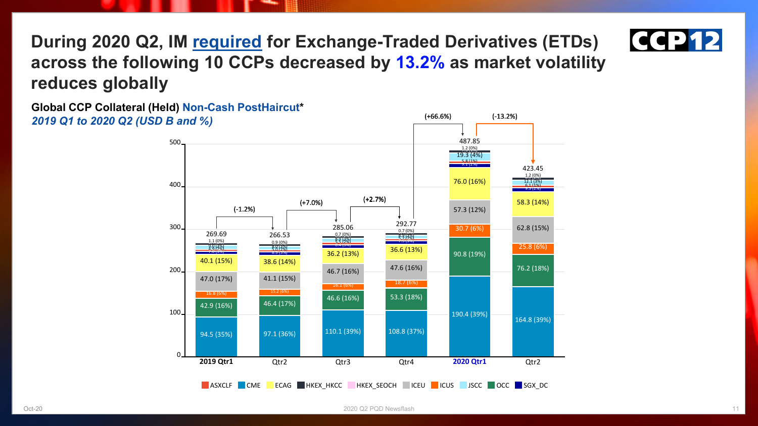# During 2020 Q2, IM required for Exchange-Traded Derivatives (ETDs) across the following 10 CCPs decreased by 13.2% as market volatility reduces globally

**Global CCP Collateral (Held) Non-Cash PostHaircut***

*2019 Q1 to 2020 Q2 (USD B and %)*

| Quarter | Total | CME | OCC | ICUS | ICEU | ECAG | Change |
|---|---|---|---|---|---|---|---|
| 2019 Qtr1 | 269.69 | 94.5 (35%) | 42.9 (16%) | 16.8 (6%) | 47.0 (17%) | 40.1 (15%) | |
| Qtr2 | 266.53 | 97.1 (36%) | 46.4 (17%) | 15.2 (6%) | 41.1 (15%) | 38.6 (14%) | (-1.2%) |
| Qtr3 | 285.06 | 110.1 (39%) | 46.6 (16%) | 16.1 (6%) | 46.7 (16%) | 36.2 (13%) | (+7.0%) |
| Qtr4 | 292.77 | 108.8 (37%) | 53.3 (18%) | 18.7 (6%) | 47.6 (16%) | 36.6 (13%) | (+2.7%) |
| 2020 Qtr1 | 487.85 | 190.4 (39%) | 90.8 (19%) | 30.7 (6%) | 57.3 (12%) | 76.0 (16%) | (+66.6%) |
| Qtr2 | 423.45 | 164.8 (39%) | 76.2 (18%) | 25.8 (6%) | 62.8 (15%) | 58.3 (14%) | (-13.2%) |

Legend: ASXCLF, CME, ECAG, HKEX_HKCC, HKEX_SEOCH, ICEU, ICUS, JSCC, OCC, SGX_DC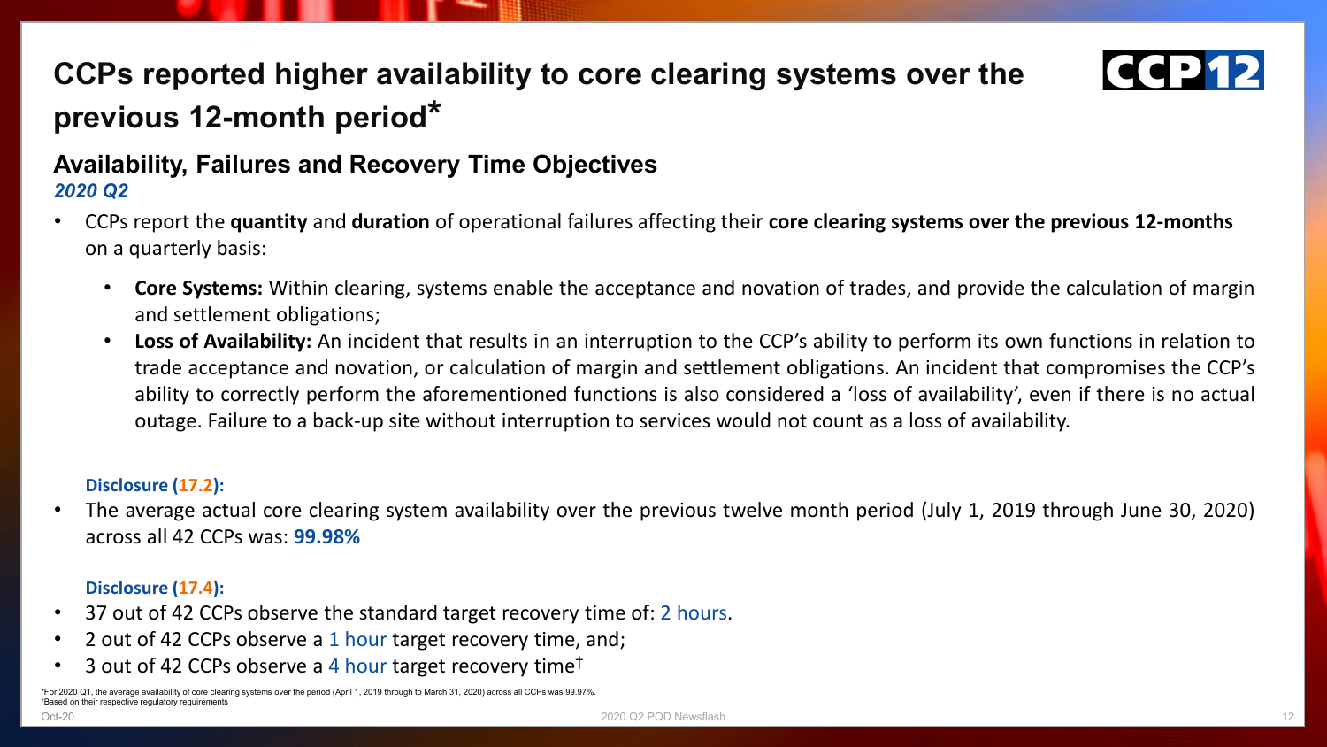# CCPs reported higher availability to core clearing systems over the previous 12-month period*

## Availability, Failures and Recovery Time Objectives

***2020 Q2***

- CCPs report the **quantity** and **duration** of operational failures affecting their **core clearing systems over the previous 12-months** on a quarterly basis:
  - **Core Systems:** Within clearing, systems enable the acceptance and novation of trades, and provide the calculation of margin and settlement obligations;
  - **Loss of Availability:** An incident that results in an interruption to the CCP's ability to perform its own functions in relation to trade acceptance and novation, or calculation of margin and settlement obligations. An incident that compromises the CCP's ability to correctly perform the aforementioned functions is also considered a 'loss of availability', even if there is no actual outage. Failure to a back-up site without interruption to services would not count as a loss of availability.

**Disclosure (17.2):**

- The average actual core clearing system availability over the previous twelve month period (July 1, 2019 through June 30, 2020) across all 42 CCPs was: **99.98%**

**Disclosure (17.4):**

- 37 out of 42 CCPs observe the standard target recovery time of: 2 hours.
- 2 out of 42 CCPs observe a 1 hour target recovery time, and;
- 3 out of 42 CCPs observe a 4 hour target recovery time†

*For 2020 Q1, the average availability of core clearing systems over the period (April 1, 2019 through to March 31, 2020) across all CCPs was 99.97%.

†Based on their respective regulatory requirements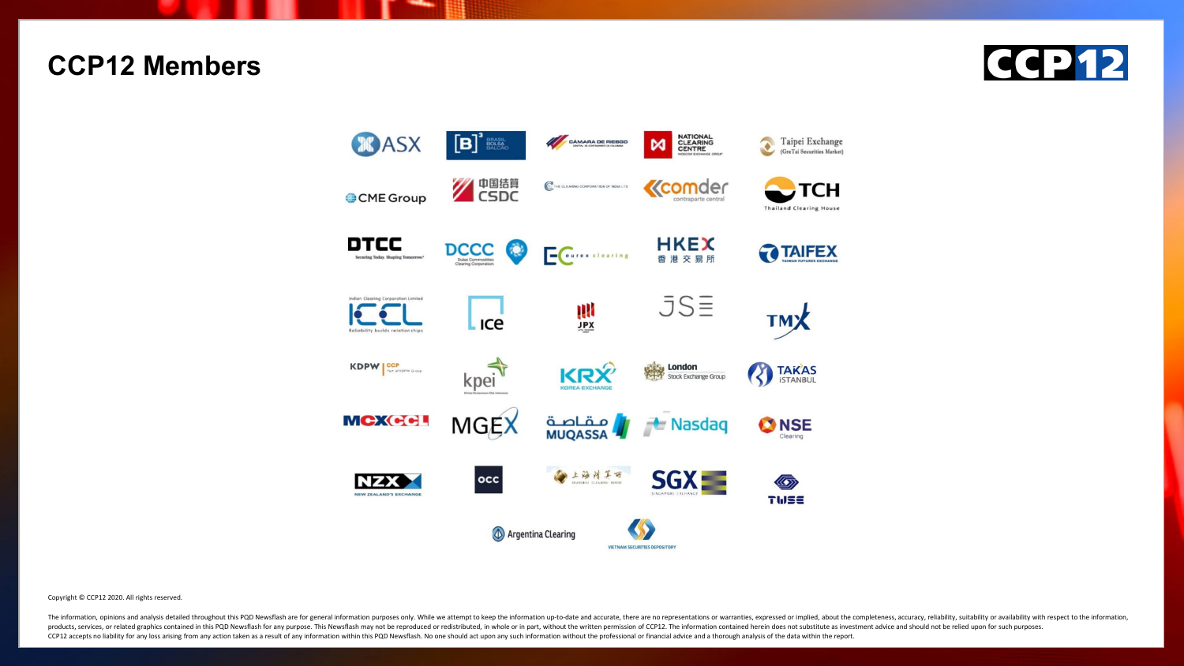# CCP12 Members

Copyright © CCP12 2020. All rights reserved.

The information, opinions and analysis detailed throughout this PQD Newsflash are for general information purposes only. While we attempt to keep the information up-to-date and accurate, there are no representations or warranties, expressed or implied, about the completeness, accuracy, reliability, suitability or availability with respect to the information, products, services, or related graphics contained in this PQD Newsflash for any purpose. This Newsflash may not be reproduced or redistributed, in whole or in part, without the written permission of CCP12. The information contained herein does not substitute as investment advice and should not be relied upon for such purposes. CCP12 accepts no liability for any loss arising from any action taken as a result of any information within this PQD Newsflash. No one should act upon any such information without the professional or financial advice and a thorough analysis of the data within the report.